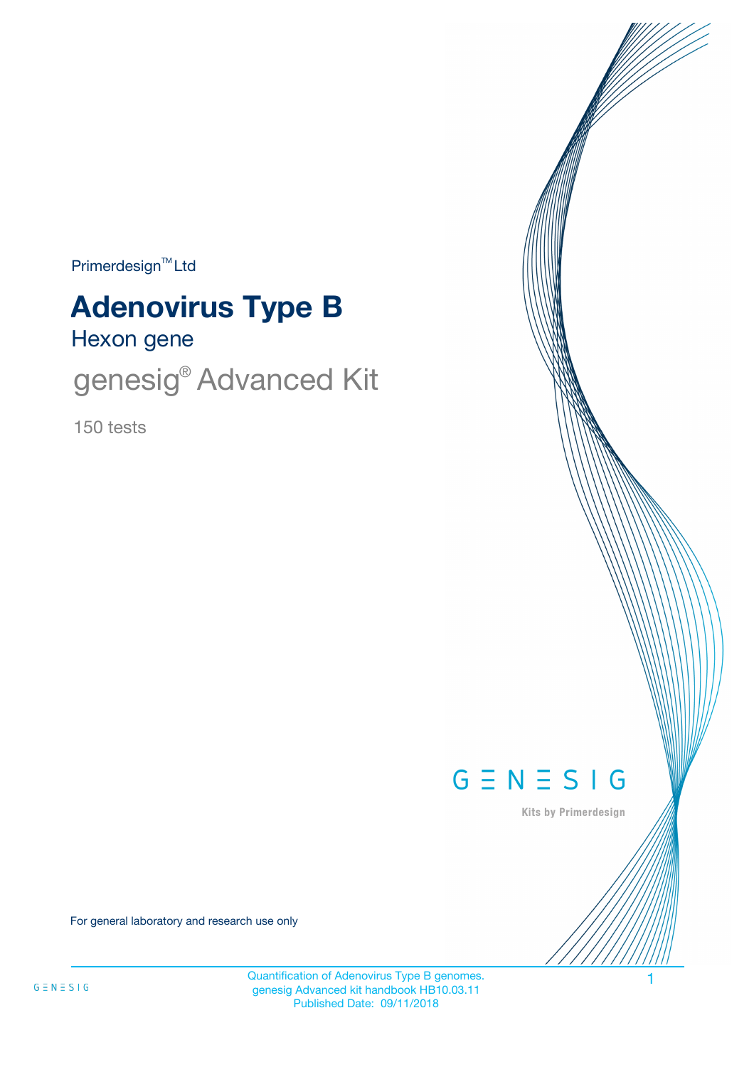Primerdesign™ Ltd

# Adenovirus Type B

## Hexon gene

genesig® Advanced Kit

150 tests

G Ξ N Ξ S I G

Kits by Primerdesign

For general laboratory and research use only

Quantification of Adenovirus Type B genomes.
genesig Advanced kit handbook HB10.03.11
Published Date: 09/11/2018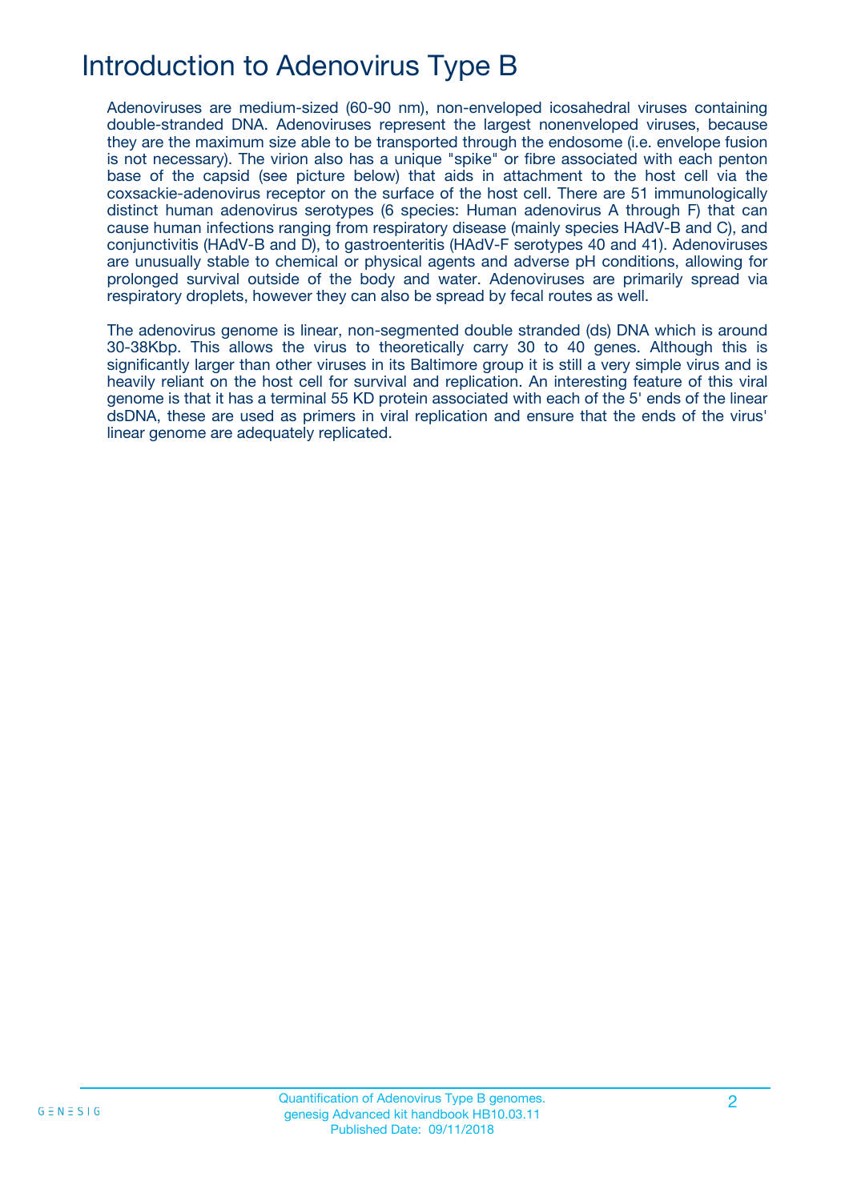# Introduction to Adenovirus Type B

Adenoviruses are medium-sized (60-90 nm), non-enveloped icosahedral viruses containing double-stranded DNA. Adenoviruses represent the largest nonenveloped viruses, because they are the maximum size able to be transported through the endosome (i.e. envelope fusion is not necessary). The virion also has a unique "spike" or fibre associated with each penton base of the capsid (see picture below) that aids in attachment to the host cell via the coxsackie-adenovirus receptor on the surface of the host cell. There are 51 immunologically distinct human adenovirus serotypes (6 species: Human adenovirus A through F) that can cause human infections ranging from respiratory disease (mainly species HAdV-B and C), and conjunctivitis (HAdV-B and D), to gastroenteritis (HAdV-F serotypes 40 and 41). Adenoviruses are unusually stable to chemical or physical agents and adverse pH conditions, allowing for prolonged survival outside of the body and water. Adenoviruses are primarily spread via respiratory droplets, however they can also be spread by fecal routes as well.

The adenovirus genome is linear, non-segmented double stranded (ds) DNA which is around 30-38Kbp. This allows the virus to theoretically carry 30 to 40 genes. Although this is significantly larger than other viruses in its Baltimore group it is still a very simple virus and is heavily reliant on the host cell for survival and replication. An interesting feature of this viral genome is that it has a terminal 55 KD protein associated with each of the 5' ends of the linear dsDNA, these are used as primers in viral replication and ensure that the ends of the virus' linear genome are adequately replicated.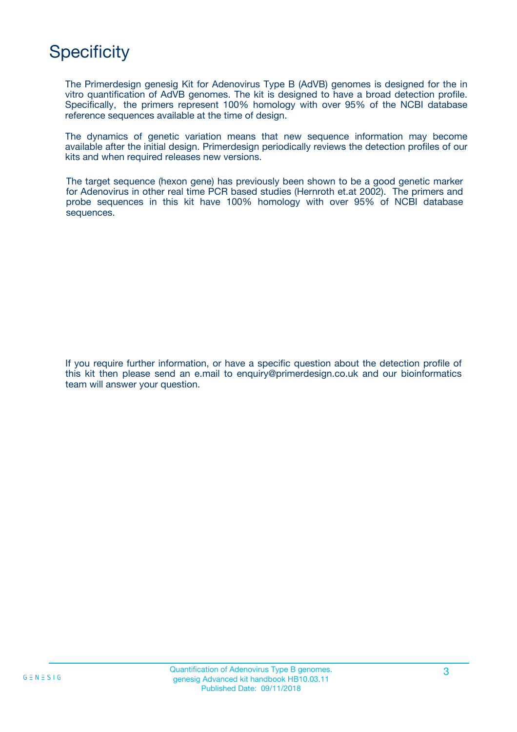# Specificity

The Primerdesign genesig Kit for Adenovirus Type B (AdVB) genomes is designed for the in vitro quantification of AdVB genomes. The kit is designed to have a broad detection profile. Specifically, the primers represent 100% homology with over 95% of the NCBI database reference sequences available at the time of design.

The dynamics of genetic variation means that new sequence information may become available after the initial design. Primerdesign periodically reviews the detection profiles of our kits and when required releases new versions.

The target sequence (hexon gene) has previously been shown to be a good genetic marker for Adenovirus in other real time PCR based studies (Hernroth et.at 2002). The primers and probe sequences in this kit have 100% homology with over 95% of NCBI database sequences.

If you require further information, or have a specific question about the detection profile of this kit then please send an e.mail to enquiry@primerdesign.co.uk and our bioinformatics team will answer your question.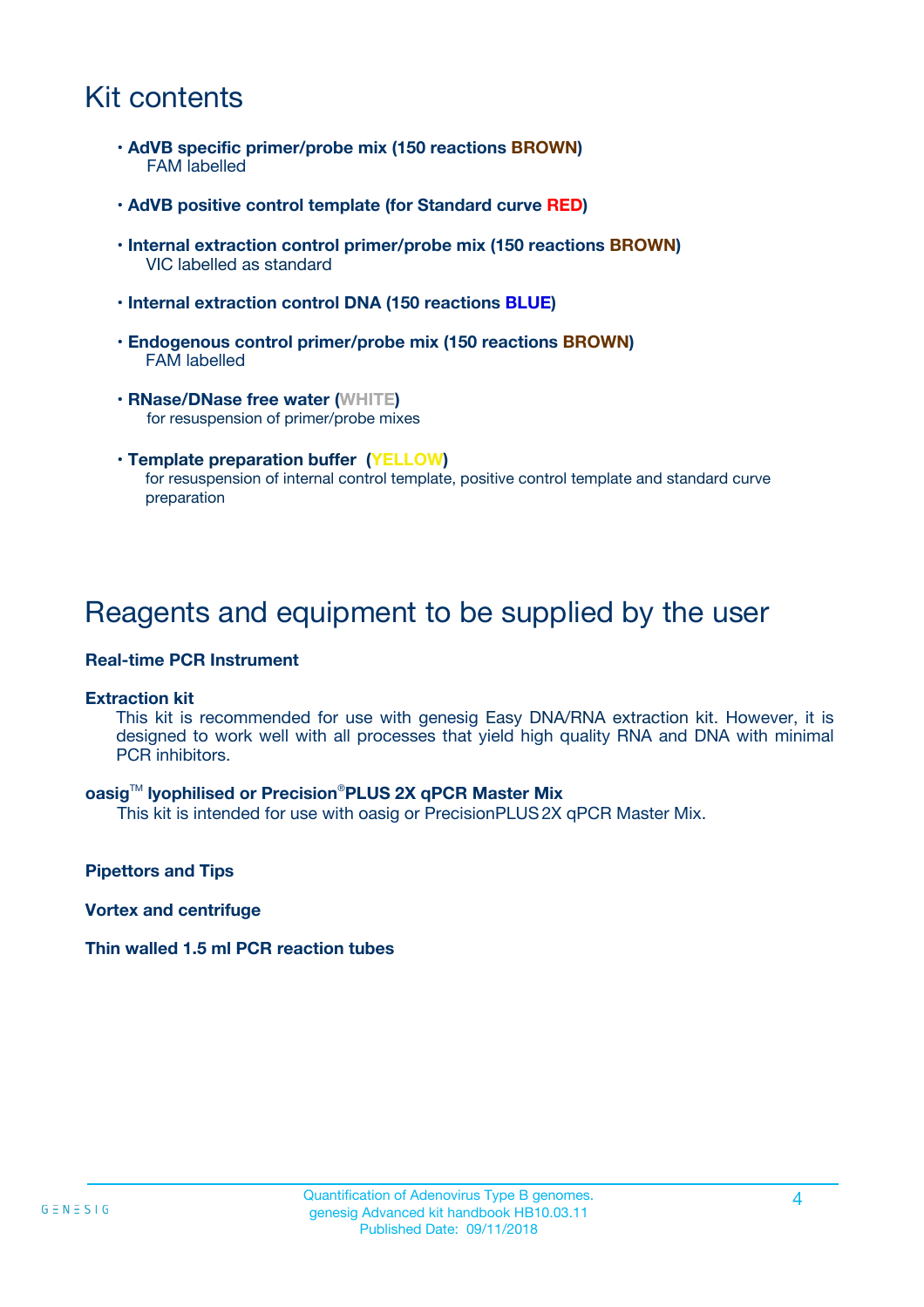# Kit contents

- **AdVB specific primer/probe mix (150 reactions BROWN)**
  FAM labelled

- **AdVB positive control template (for Standard curve RED)**

- **Internal extraction control primer/probe mix (150 reactions BROWN)**
  VIC labelled as standard

- **Internal extraction control DNA (150 reactions BLUE)**

- **Endogenous control primer/probe mix (150 reactions BROWN)**
  FAM labelled

- **RNase/DNase free water (WHITE)**
  for resuspension of primer/probe mixes

- **Template preparation buffer (YELLOW)**
  for resuspension of internal control template, positive control template and standard curve preparation

# Reagents and equipment to be supplied by the user

**Real-time PCR Instrument**

**Extraction kit**

This kit is recommended for use with genesig Easy DNA/RNA extraction kit. However, it is designed to work well with all processes that yield high quality RNA and DNA with minimal PCR inhibitors.

**oasig™ lyophilised or Precision®PLUS 2X qPCR Master Mix**

This kit is intended for use with oasig or PrecisionPLUS 2X qPCR Master Mix.

**Pipettors and Tips**

**Vortex and centrifuge**

**Thin walled 1.5 ml PCR reaction tubes**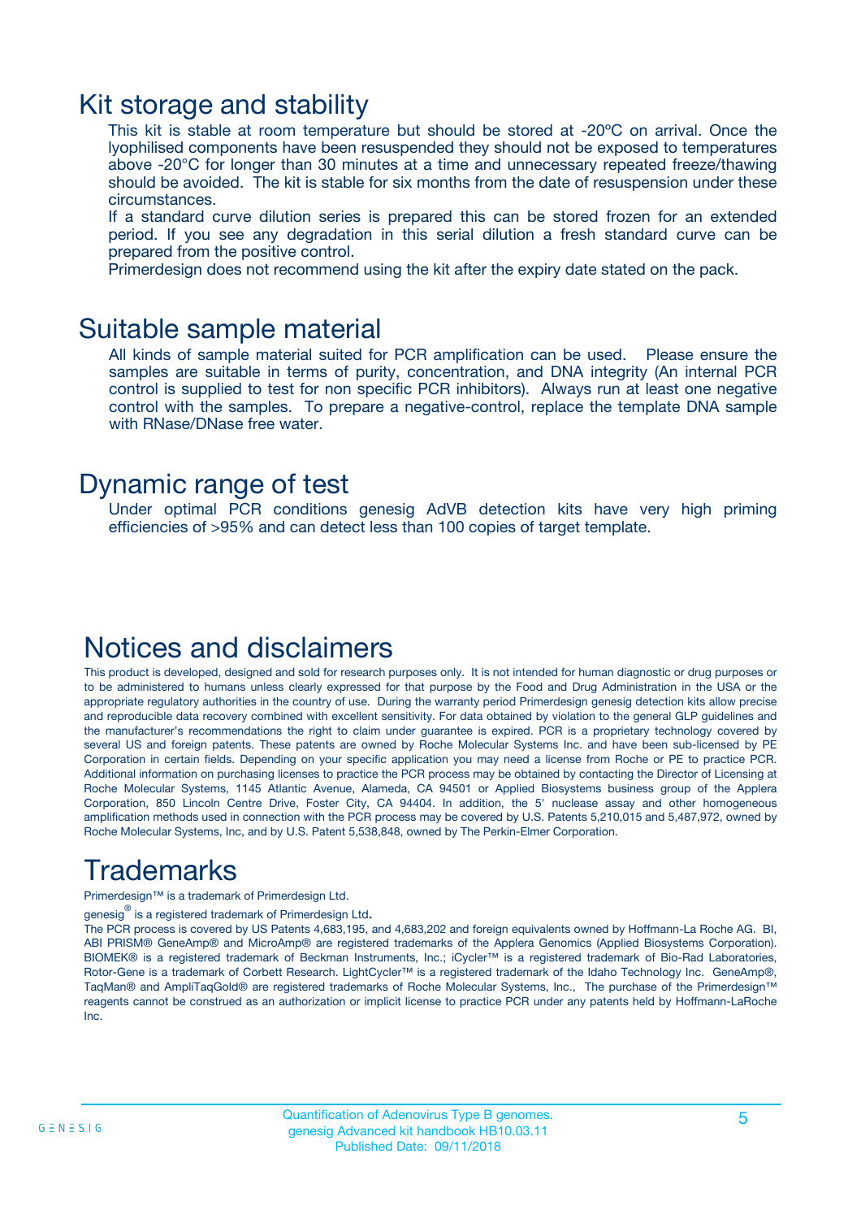## Kit storage and stability

This kit is stable at room temperature but should be stored at -20ºC on arrival. Once the lyophilised components have been resuspended they should not be exposed to temperatures above -20°C for longer than 30 minutes at a time and unnecessary repeated freeze/thawing should be avoided. The kit is stable for six months from the date of resuspension under these circumstances.

If a standard curve dilution series is prepared this can be stored frozen for an extended period. If you see any degradation in this serial dilution a fresh standard curve can be prepared from the positive control.

Primerdesign does not recommend using the kit after the expiry date stated on the pack.

## Suitable sample material

All kinds of sample material suited for PCR amplification can be used. Please ensure the samples are suitable in terms of purity, concentration, and DNA integrity (An internal PCR control is supplied to test for non specific PCR inhibitors). Always run at least one negative control with the samples. To prepare a negative-control, replace the template DNA sample with RNase/DNase free water.

## Dynamic range of test

Under optimal PCR conditions genesig AdVB detection kits have very high priming efficiencies of >95% and can detect less than 100 copies of target template.

## Notices and disclaimers

This product is developed, designed and sold for research purposes only. It is not intended for human diagnostic or drug purposes or to be administered to humans unless clearly expressed for that purpose by the Food and Drug Administration in the USA or the appropriate regulatory authorities in the country of use. During the warranty period Primerdesign genesig detection kits allow precise and reproducible data recovery combined with excellent sensitivity. For data obtained by violation to the general GLP guidelines and the manufacturer's recommendations the right to claim under guarantee is expired. PCR is a proprietary technology covered by several US and foreign patents. These patents are owned by Roche Molecular Systems Inc. and have been sub-licensed by PE Corporation in certain fields. Depending on your specific application you may need a license from Roche or PE to practice PCR. Additional information on purchasing licenses to practice the PCR process may be obtained by contacting the Director of Licensing at Roche Molecular Systems, 1145 Atlantic Avenue, Alameda, CA 94501 or Applied Biosystems business group of the Applera Corporation, 850 Lincoln Centre Drive, Foster City, CA 94404. In addition, the 5' nuclease assay and other homogeneous amplification methods used in connection with the PCR process may be covered by U.S. Patents 5,210,015 and 5,487,972, owned by Roche Molecular Systems, Inc, and by U.S. Patent 5,538,848, owned by The Perkin-Elmer Corporation.

## Trademarks

Primerdesign™ is a trademark of Primerdesign Ltd.

genesig® is a registered trademark of Primerdesign Ltd.

The PCR process is covered by US Patents 4,683,195, and 4,683,202 and foreign equivalents owned by Hoffmann-La Roche AG. BI, ABI PRISM® GeneAmp® and MicroAmp® are registered trademarks of the Applera Genomics (Applied Biosystems Corporation). BIOMEK® is a registered trademark of Beckman Instruments, Inc.; iCycler™ is a registered trademark of Bio-Rad Laboratories, Rotor-Gene is a trademark of Corbett Research. LightCycler™ is a registered trademark of the Idaho Technology Inc. GeneAmp®, TaqMan® and AmpliTaqGold® are registered trademarks of Roche Molecular Systems, Inc., The purchase of the Primerdesign™ reagents cannot be construed as an authorization or implicit license to practice PCR under any patents held by Hoffmann-LaRoche Inc.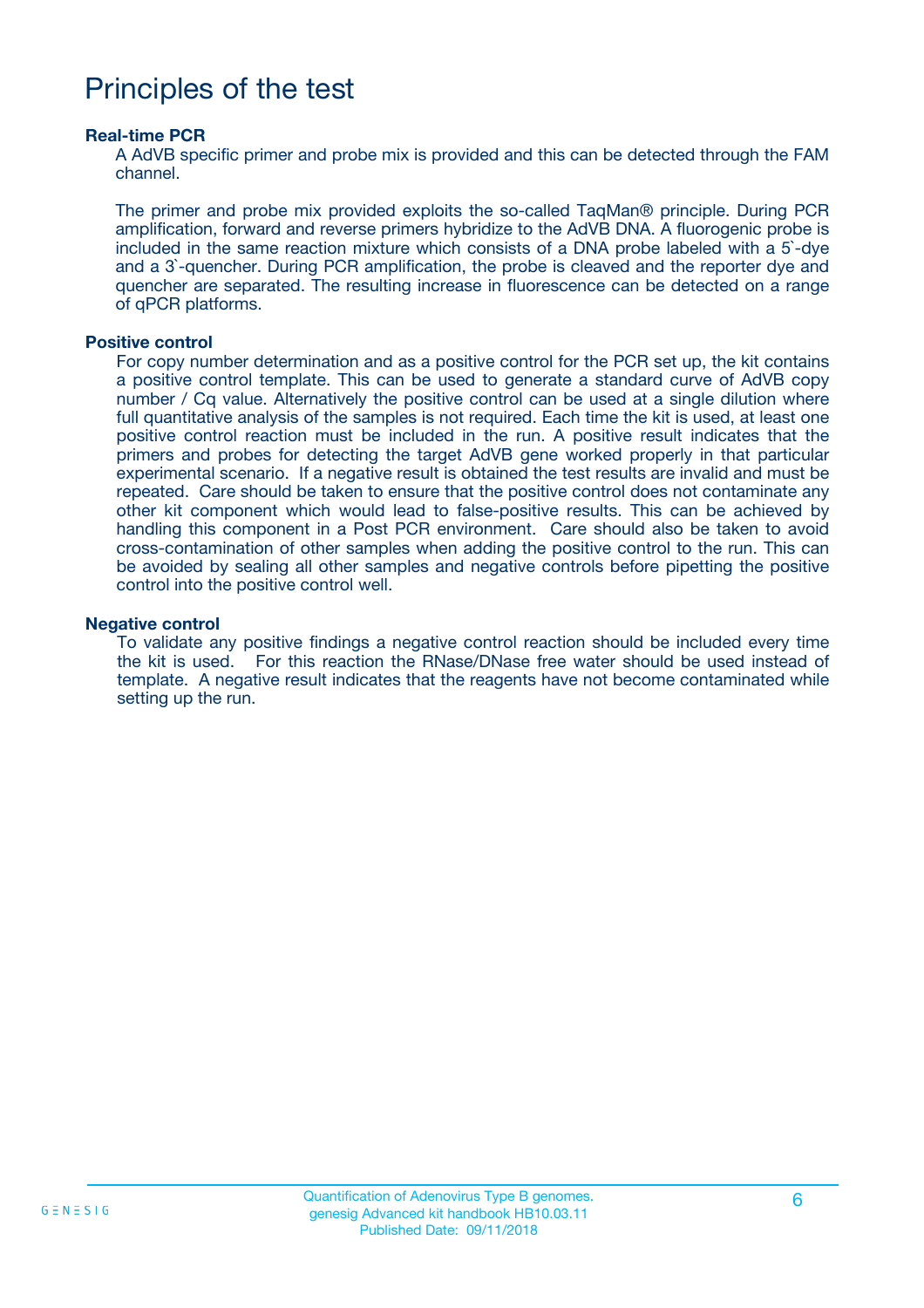# Principles of the test

### Real-time PCR

A AdVB specific primer and probe mix is provided and this can be detected through the FAM channel.

The primer and probe mix provided exploits the so-called TaqMan® principle. During PCR amplification, forward and reverse primers hybridize to the AdVB DNA. A fluorogenic probe is included in the same reaction mixture which consists of a DNA probe labeled with a 5`-dye and a 3`-quencher. During PCR amplification, the probe is cleaved and the reporter dye and quencher are separated. The resulting increase in fluorescence can be detected on a range of qPCR platforms.

### Positive control

For copy number determination and as a positive control for the PCR set up, the kit contains a positive control template. This can be used to generate a standard curve of AdVB copy number / Cq value. Alternatively the positive control can be used at a single dilution where full quantitative analysis of the samples is not required. Each time the kit is used, at least one positive control reaction must be included in the run. A positive result indicates that the primers and probes for detecting the target AdVB gene worked properly in that particular experimental scenario. If a negative result is obtained the test results are invalid and must be repeated. Care should be taken to ensure that the positive control does not contaminate any other kit component which would lead to false-positive results. This can be achieved by handling this component in a Post PCR environment. Care should also be taken to avoid cross-contamination of other samples when adding the positive control to the run. This can be avoided by sealing all other samples and negative controls before pipetting the positive control into the positive control well.

### Negative control

To validate any positive findings a negative control reaction should be included every time the kit is used. For this reaction the RNase/DNase free water should be used instead of template. A negative result indicates that the reagents have not become contaminated while setting up the run.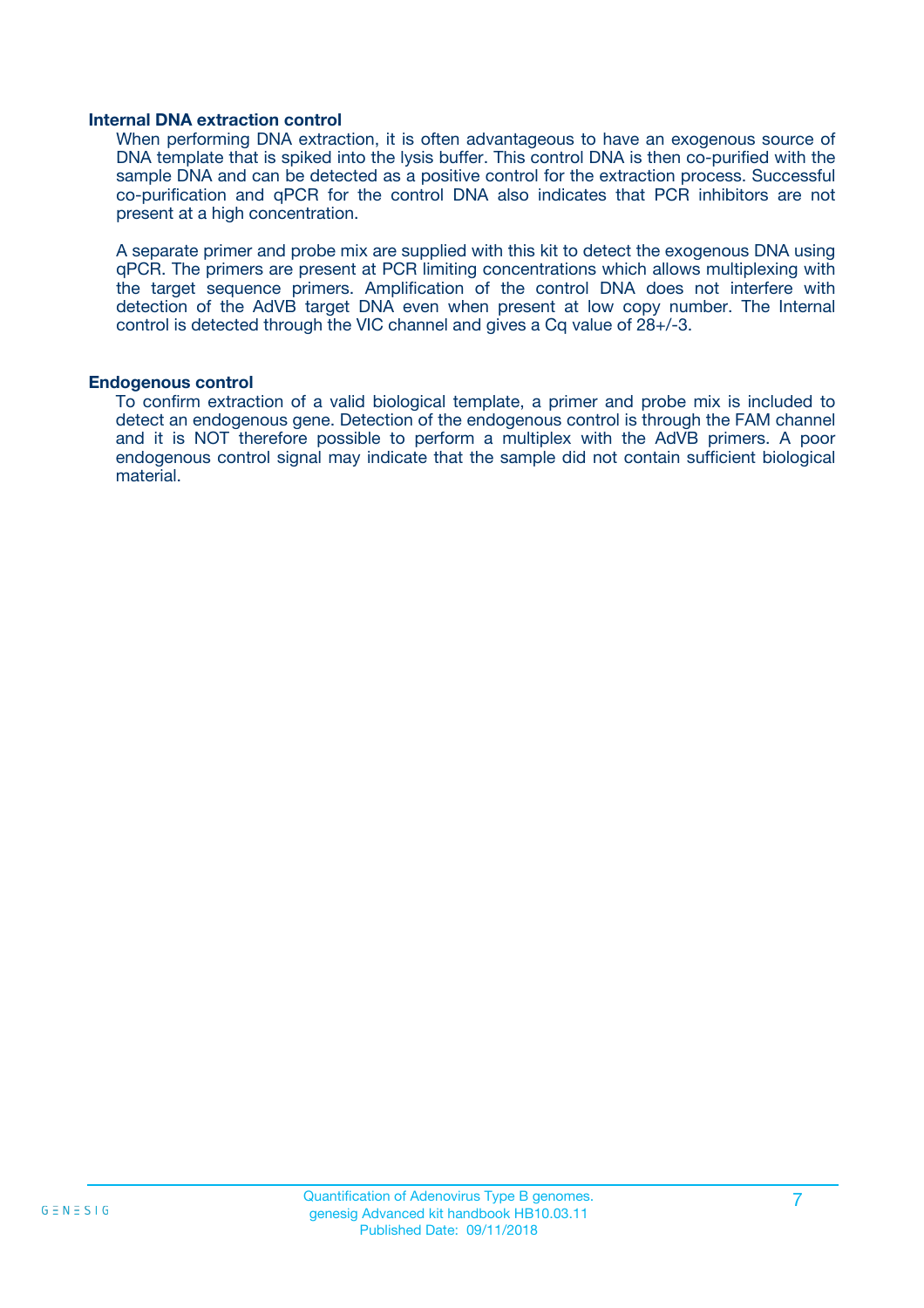### Internal DNA extraction control

When performing DNA extraction, it is often advantageous to have an exogenous source of DNA template that is spiked into the lysis buffer. This control DNA is then co-purified with the sample DNA and can be detected as a positive control for the extraction process. Successful co-purification and qPCR for the control DNA also indicates that PCR inhibitors are not present at a high concentration.

A separate primer and probe mix are supplied with this kit to detect the exogenous DNA using qPCR. The primers are present at PCR limiting concentrations which allows multiplexing with the target sequence primers. Amplification of the control DNA does not interfere with detection of the AdVB target DNA even when present at low copy number. The Internal control is detected through the VIC channel and gives a Cq value of 28+/-3.

### Endogenous control

To confirm extraction of a valid biological template, a primer and probe mix is included to detect an endogenous gene. Detection of the endogenous control is through the FAM channel and it is NOT therefore possible to perform a multiplex with the AdVB primers. A poor endogenous control signal may indicate that the sample did not contain sufficient biological material.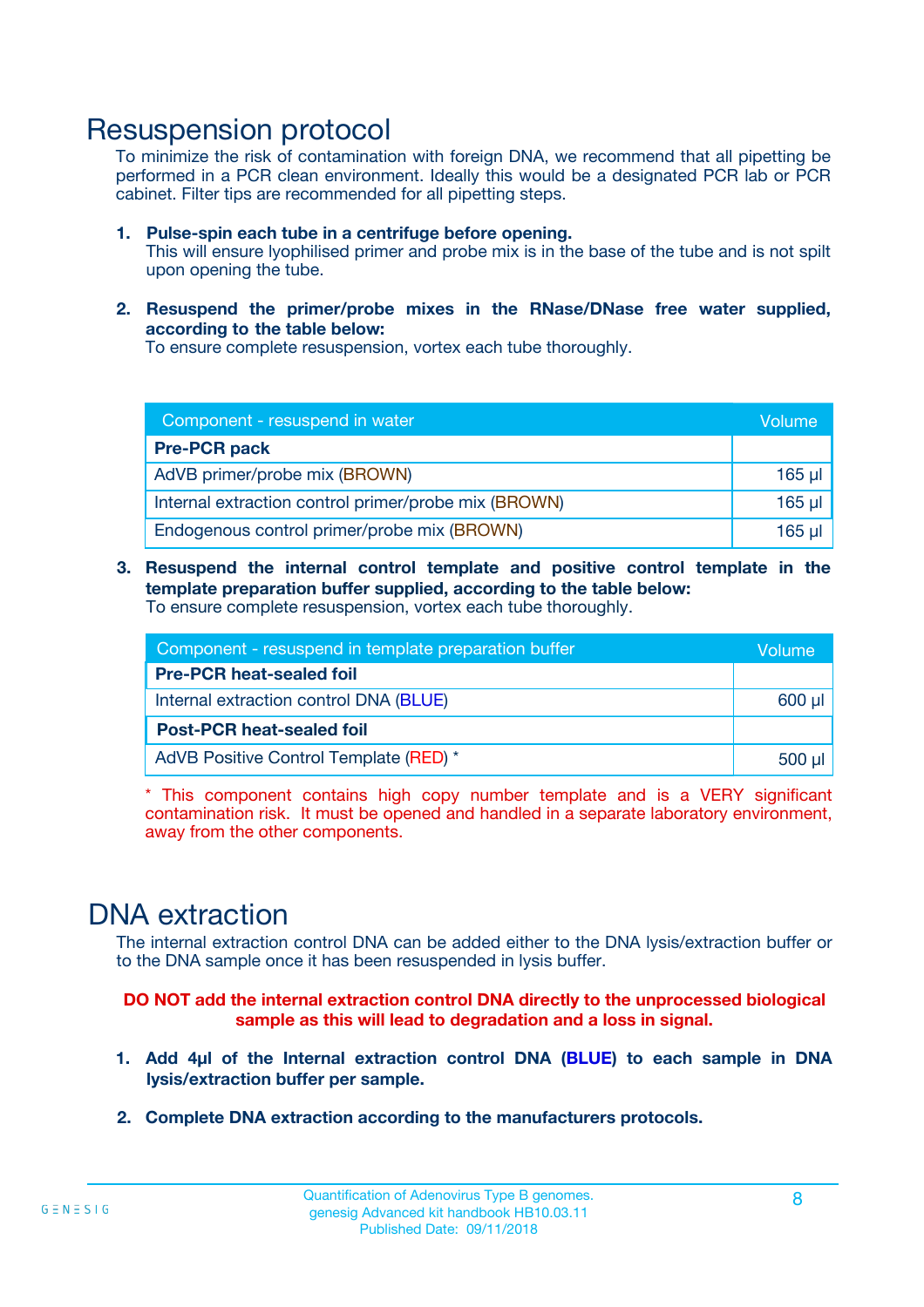# Resuspension protocol

To minimize the risk of contamination with foreign DNA, we recommend that all pipetting be performed in a PCR clean environment. Ideally this would be a designated PCR lab or PCR cabinet. Filter tips are recommended for all pipetting steps.

1. **Pulse-spin each tube in a centrifuge before opening.**
   This will ensure lyophilised primer and probe mix is in the base of the tube and is not spilt upon opening the tube.

2. **Resuspend the primer/probe mixes in the RNase/DNase free water supplied, according to the table below:**
   To ensure complete resuspension, vortex each tube thoroughly.

| Component - resuspend in water | Volume |
|---|---|
| **Pre-PCR pack** | |
| AdVB primer/probe mix (BROWN) | 165 µl |
| Internal extraction control primer/probe mix (BROWN) | 165 µl |
| Endogenous control primer/probe mix (BROWN) | 165 µl |

3. **Resuspend the internal control template and positive control template in the template preparation buffer supplied, according to the table below:**
   To ensure complete resuspension, vortex each tube thoroughly.

| Component - resuspend in template preparation buffer | Volume |
|---|---|
| **Pre-PCR heat-sealed foil** | |
| Internal extraction control DNA (BLUE) | 600 µl |
| **Post-PCR heat-sealed foil** | |
| AdVB Positive Control Template (RED) * | 500 µl |

\* This component contains high copy number template and is a VERY significant contamination risk. It must be opened and handled in a separate laboratory environment, away from the other components.

# DNA extraction

The internal extraction control DNA can be added either to the DNA lysis/extraction buffer or to the DNA sample once it has been resuspended in lysis buffer.

**DO NOT add the internal extraction control DNA directly to the unprocessed biological sample as this will lead to degradation and a loss in signal.**

1. **Add 4µl of the Internal extraction control DNA (BLUE) to each sample in DNA lysis/extraction buffer per sample.**

2. **Complete DNA extraction according to the manufacturers protocols.**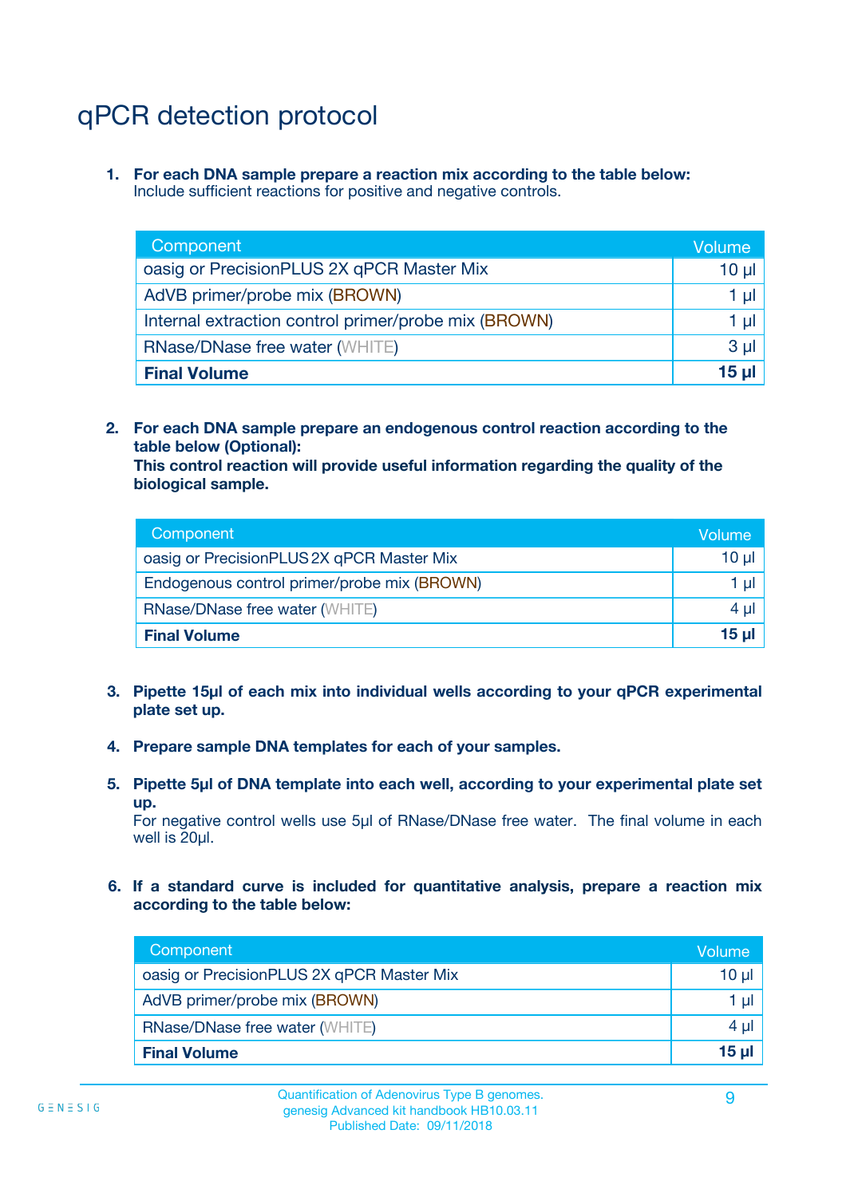# qPCR detection protocol

1. **For each DNA sample prepare a reaction mix according to the table below:**
   Include sufficient reactions for positive and negative controls.

| Component | Volume |
|---|---|
| oasig or PrecisionPLUS 2X qPCR Master Mix | 10 µl |
| AdVB primer/probe mix (BROWN) | 1 µl |
| Internal extraction control primer/probe mix (BROWN) | 1 µl |
| RNase/DNase free water (WHITE) | 3 µl |
| **Final Volume** | **15 µl** |

2. **For each DNA sample prepare an endogenous control reaction according to the table below (Optional):**
   **This control reaction will provide useful information regarding the quality of the biological sample.**

| Component | Volume |
|---|---|
| oasig or PrecisionPLUS 2X qPCR Master Mix | 10 µl |
| Endogenous control primer/probe mix (BROWN) | 1 µl |
| RNase/DNase free water (WHITE) | 4 µl |
| **Final Volume** | **15 µl** |

3. **Pipette 15µl of each mix into individual wells according to your qPCR experimental plate set up.**

4. **Prepare sample DNA templates for each of your samples.**

5. **Pipette 5µl of DNA template into each well, according to your experimental plate set up.**
   For negative control wells use 5µl of RNase/DNase free water. The final volume in each well is 20µl.

6. **If a standard curve is included for quantitative analysis, prepare a reaction mix according to the table below:**

| Component | Volume |
|---|---|
| oasig or PrecisionPLUS 2X qPCR Master Mix | 10 µl |
| AdVB primer/probe mix (BROWN) | 1 µl |
| RNase/DNase free water (WHITE) | 4 µl |
| **Final Volume** | **15 µl** |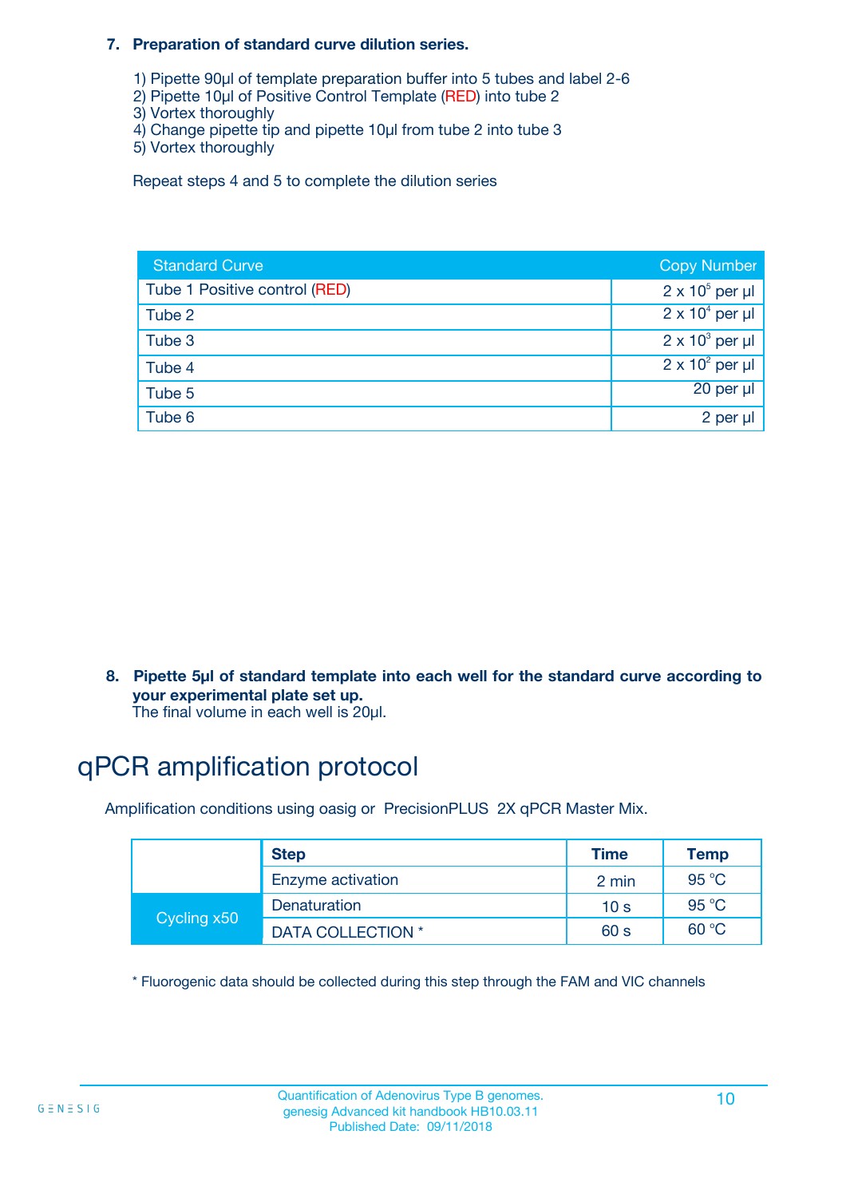**7. Preparation of standard curve dilution series.**

1) Pipette 90µl of template preparation buffer into 5 tubes and label 2-6
2) Pipette 10µl of Positive Control Template (RED) into tube 2
3) Vortex thoroughly
4) Change pipette tip and pipette 10µl from tube 2 into tube 3
5) Vortex thoroughly

Repeat steps 4 and 5 to complete the dilution series

| Standard Curve | Copy Number |
|---|---|
| Tube 1 Positive control (RED) | $2 \times 10^5$ per µl |
| Tube 2 | $2 \times 10^4$ per µl |
| Tube 3 | $2 \times 10^3$ per µl |
| Tube 4 | $2 \times 10^2$ per µl |
| Tube 5 | 20 per µl |
| Tube 6 | 2 per µl |

**8. Pipette 5µl of standard template into each well for the standard curve according to your experimental plate set up.**
The final volume in each well is 20µl.

# qPCR amplification protocol

Amplification conditions using oasig or PrecisionPLUS 2X qPCR Master Mix.

| | Step | Time | Temp |
|---|---|---|---|
| | Enzyme activation | 2 min | 95 °C |
| Cycling x50 | Denaturation | 10 s | 95 °C |
| | DATA COLLECTION * | 60 s | 60 °C |

* Fluorogenic data should be collected during this step through the FAM and VIC channels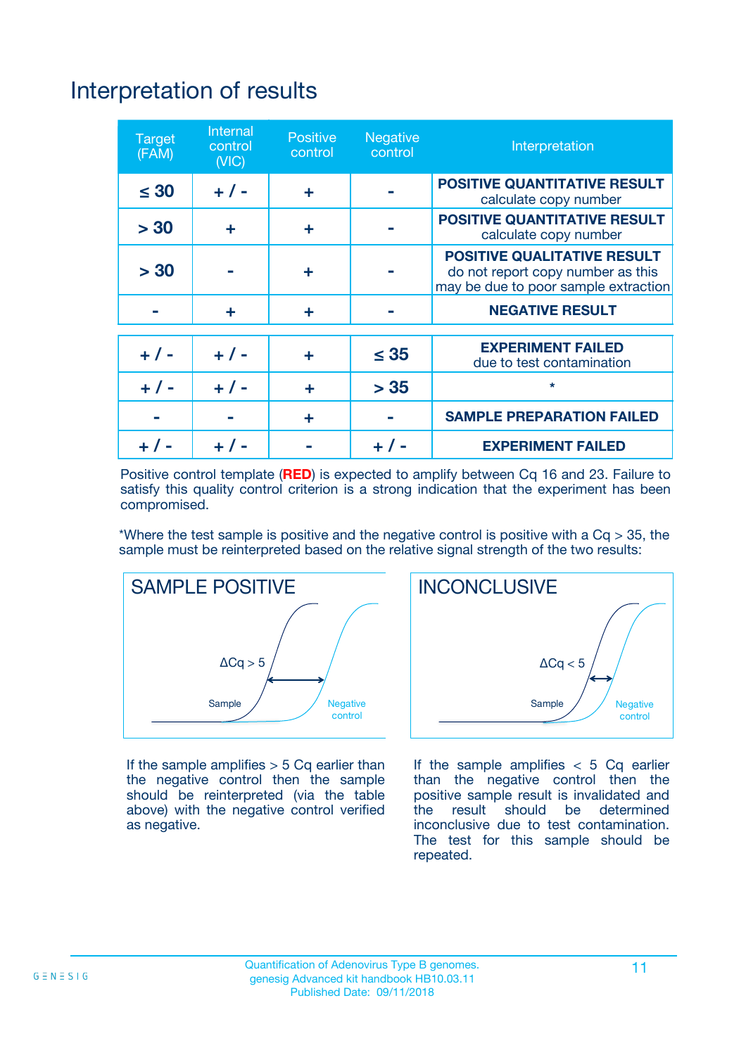# Interpretation of results

| Target (FAM) | Internal control (VIC) | Positive control | Negative control | Interpretation |
|---|---|---|---|---|
| ≤ 30 | + / - | + | - | **POSITIVE QUANTITATIVE RESULT** calculate copy number |
| > 30 | + | + | - | **POSITIVE QUANTITATIVE RESULT** calculate copy number |
| > 30 | - | + | - | **POSITIVE QUALITATIVE RESULT** do not report copy number as this may be due to poor sample extraction |
| - | + | + | - | **NEGATIVE RESULT** |
| + / - | + / - | + | ≤ 35 | **EXPERIMENT FAILED** due to test contamination |
| + / - | + / - | + | > 35 | * |
| - | - | + | - | **SAMPLE PREPARATION FAILED** |
| + / - | + / - | - | + / - | **EXPERIMENT FAILED** |

Positive control template (**RED**) is expected to amplify between Cq 16 and 23. Failure to satisfy this quality control criterion is a strong indication that the experiment has been compromised.

*Where the test sample is positive and the negative control is positive with a Cq > 35, the sample must be reinterpreted based on the relative signal strength of the two results:

**SAMPLE POSITIVE**

ΔCq > 5

Sample — Negative control

If the sample amplifies > 5 Cq earlier than the negative control then the sample should be reinterpreted (via the table above) with the negative control verified as negative.

**INCONCLUSIVE**

ΔCq < 5

Sample — Negative control

If the sample amplifies < 5 Cq earlier than the negative control then the positive sample result is invalidated and the result should be determined inconclusive due to test contamination. The test for this sample should be repeated.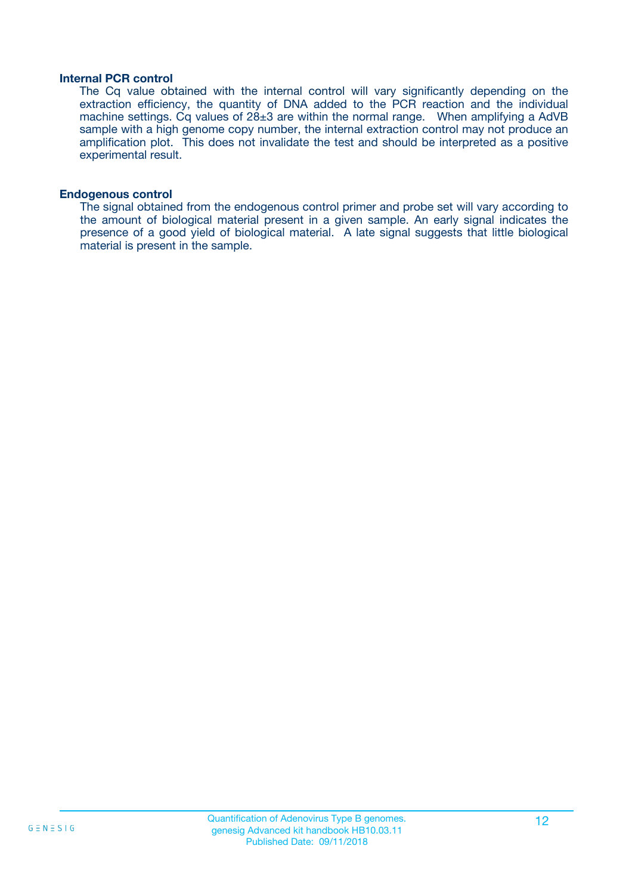### Internal PCR control

The Cq value obtained with the internal control will vary significantly depending on the extraction efficiency, the quantity of DNA added to the PCR reaction and the individual machine settings. Cq values of 28±3 are within the normal range. When amplifying a AdVB sample with a high genome copy number, the internal extraction control may not produce an amplification plot. This does not invalidate the test and should be interpreted as a positive experimental result.

### Endogenous control

The signal obtained from the endogenous control primer and probe set will vary according to the amount of biological material present in a given sample. An early signal indicates the presence of a good yield of biological material. A late signal suggests that little biological material is present in the sample.